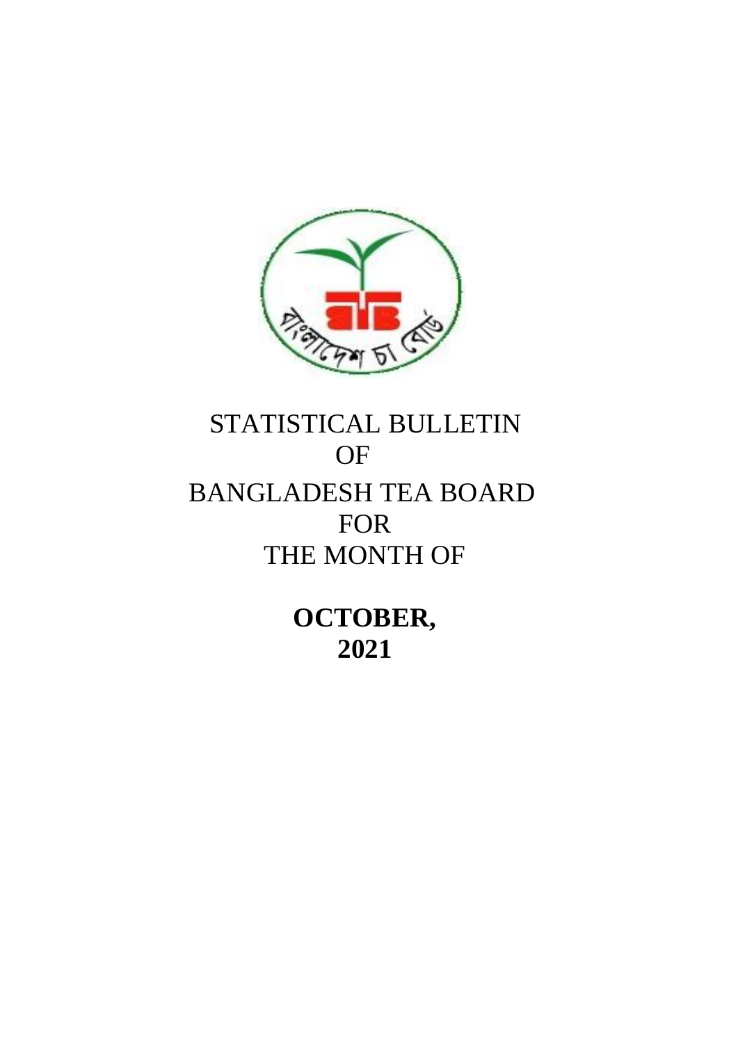# STATISTICAL BULLETIN OF BANGLADESH TEA BOARD FOR THE MONTH OF

## OCTOBER, 2021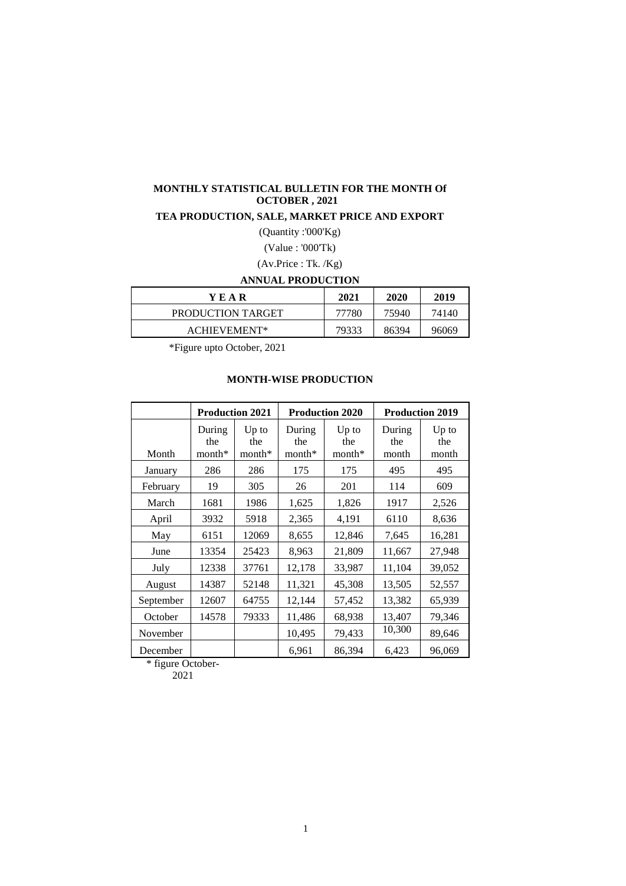**MONTHLY STATISTICAL BULLETIN FOR THE MONTH Of OCTOBER , 2021**

**TEA PRODUCTION, SALE, MARKET PRICE AND EXPORT**

(Quantity :'000'Kg)

(Value : '000'Tk)

(Av.Price : Tk. /Kg)

**ANNUAL PRODUCTION**

| Y E A R | 2021 | 2020 | 2019 |
|---|---|---|---|
| PRODUCTION TARGET | 77780 | 75940 | 74140 |
| ACHIEVEMENT* | 79333 | 86394 | 96069 |

*Figure upto October, 2021

**MONTH-WISE PRODUCTION**

| | Production 2021 | | Production 2020 | | Production 2019 | |
|---|---|---|---|---|---|---|
| Month | During the month* | Up to the month* | During the month* | Up to the month* | During the month | Up to the month |
| January | 286 | 286 | 175 | 175 | 495 | 495 |
| February | 19 | 305 | 26 | 201 | 114 | 609 |
| March | 1681 | 1986 | 1,625 | 1,826 | 1917 | 2,526 |
| April | 3932 | 5918 | 2,365 | 4,191 | 6110 | 8,636 |
| May | 6151 | 12069 | 8,655 | 12,846 | 7,645 | 16,281 |
| June | 13354 | 25423 | 8,963 | 21,809 | 11,667 | 27,948 |
| July | 12338 | 37761 | 12,178 | 33,987 | 11,104 | 39,052 |
| August | 14387 | 52148 | 11,321 | 45,308 | 13,505 | 52,557 |
| September | 12607 | 64755 | 12,144 | 57,452 | 13,382 | 65,939 |
| October | 14578 | 79333 | 11,486 | 68,938 | 13,407 | 79,346 |
| November | | | 10,495 | 79,433 | 10,300 | 89,646 |
| December | | | 6,961 | 86,394 | 6,423 | 96,069 |

* figure October-2021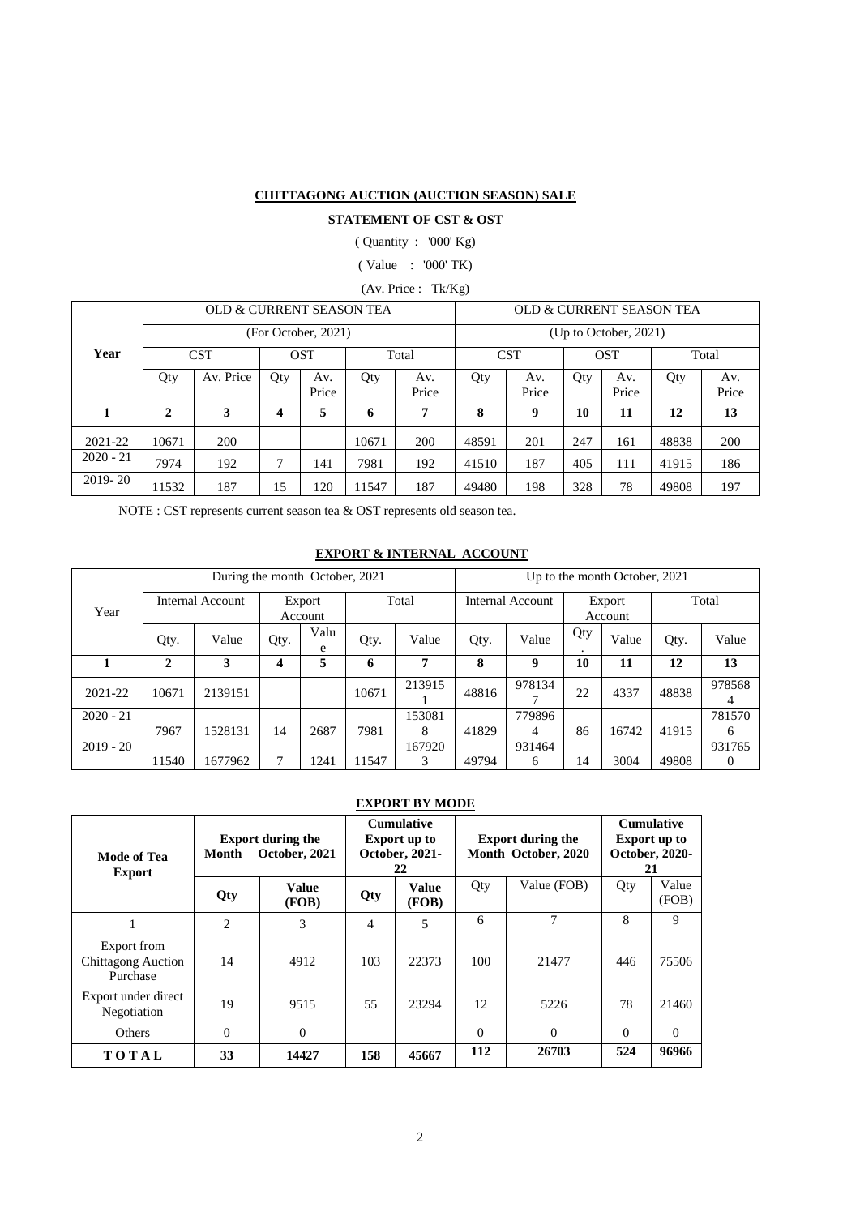## CHITTAGONG AUCTION (AUCTION SEASON) SALE

### STATEMENT OF CST & OST

( Quantity : '000' Kg)

( Value : '000' TK)

(Av. Price : Tk/Kg)

| Year | OLD & CURRENT SEASON TEA (For October, 2021) | | | | | | OLD & CURRENT SEASON TEA (Up to October, 2021) | | | | | |
|---|---|---|---|---|---|---|---|---|---|---|---|---|
| | CST | | OST | | Total | | CST | | OST | | Total | |
| | Qty | Av. Price | Qty | Av. Price | Qty | Av. Price | Qty | Av. Price | Qty | Av. Price | Qty | Av. Price |
| **1** | **2** | **3** | **4** | **5** | **6** | **7** | **8** | **9** | **10** | **11** | **12** | **13** |
| 2021-22 | 10671 | 200 | | | 10671 | 200 | 48591 | 201 | 247 | 161 | 48838 | 200 |
| 2020 - 21 | 7974 | 192 | 7 | 141 | 7981 | 192 | 41510 | 187 | 405 | 111 | 41915 | 186 |
| 2019- 20 | 11532 | 187 | 15 | 120 | 11547 | 187 | 49480 | 198 | 328 | 78 | 49808 | 197 |

NOTE : CST represents current season tea & OST represents old season tea.

### EXPORT & INTERNAL ACCOUNT

| Year | During the month October, 2021 | | | | | | Up to the month October, 2021 | | | | | |
|---|---|---|---|---|---|---|---|---|---|---|---|---|
| | Internal Account | | Export Account | | Total | | Internal Account | | Export Account | | Total | |
| | Qty. | Value | Qty. | Value | Qty. | Value | Qty. | Value | Qty. | Value | Qty. | Value |
| **1** | **2** | **3** | **4** | **5** | **6** | **7** | **8** | **9** | **10** | **11** | **12** | **13** |
| 2021-22 | 10671 | 2139151 | | | 10671 | 2139151 | 48816 | 9781347 | 22 | 4337 | 48838 | 9785684 |
| 2020 - 21 | 7967 | 1528131 | 14 | 2687 | 7981 | 1530818 | 41829 | 7798964 | 86 | 16742 | 41915 | 7815706 |
| 2019 - 20 | 11540 | 1677962 | 7 | 1241 | 11547 | 1679203 | 49794 | 9314646 | 14 | 3004 | 49808 | 9317650 |

### EXPORT BY MODE

| Mode of Tea Export | Export during the Month October, 2021 | | Cumulative Export up to October, 2021-22 | | Export during the Month October, 2020 | | Cumulative Export up to October, 2020-21 | |
|---|---|---|---|---|---|---|---|---|
| | Qty | Value (FOB) | Qty | Value (FOB) | Qty | Value (FOB) | Qty | Value (FOB) |
| 1 | 2 | 3 | 4 | 5 | 6 | 7 | 8 | 9 |
| Export from Chittagong Auction Purchase | 14 | 4912 | 103 | 22373 | 100 | 21477 | 446 | 75506 |
| Export under direct Negotiation | 19 | 9515 | 55 | 23294 | 12 | 5226 | 78 | 21460 |
| Others | 0 | 0 | | | 0 | 0 | 0 | 0 |
| **TOTAL** | **33** | **14427** | **158** | **45667** | **112** | **26703** | **524** | **96966** |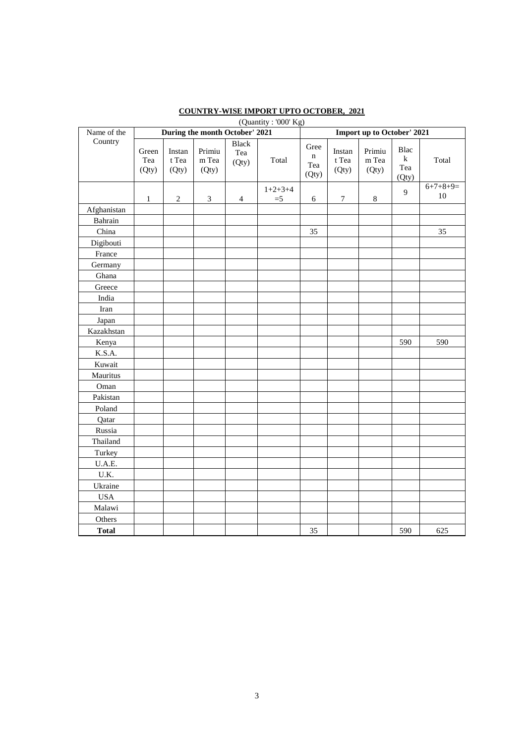## COUNTRY-WISE IMPORT UPTO OCTOBER, 2021

(Quantity : '000' Kg)

| Name of the Country | During the month October' 2021 | | | | | Import up to October' 2021 | | | | |
|---|---|---|---|---|---|---|---|---|---|---|
| | Green Tea (Qty) | Instant Tea (Qty) | Primium Tea (Qty) | Black Tea (Qty) | Total | Green Tea (Qty) | Instant Tea (Qty) | Primium Tea (Qty) | Black Tea (Qty) | Total |
| | 1 | 2 | 3 | 4 | 1+2+3+4 =5 | 6 | 7 | 8 | 9 | 6+7+8+9= 10 |
| Afghanistan | | | | | | | | | | |
| Bahrain | | | | | | | | | | |
| China | | | | | | 35 | | | | 35 |
| Digibouti | | | | | | | | | | |
| France | | | | | | | | | | |
| Germany | | | | | | | | | | |
| Ghana | | | | | | | | | | |
| Greece | | | | | | | | | | |
| India | | | | | | | | | | |
| Iran | | | | | | | | | | |
| Japan | | | | | | | | | | |
| Kazakhstan | | | | | | | | | | |
| Kenya | | | | | | | | | 590 | 590 |
| K.S.A. | | | | | | | | | | |
| Kuwait | | | | | | | | | | |
| Mauritus | | | | | | | | | | |
| Oman | | | | | | | | | | |
| Pakistan | | | | | | | | | | |
| Poland | | | | | | | | | | |
| Qatar | | | | | | | | | | |
| Russia | | | | | | | | | | |
| Thailand | | | | | | | | | | |
| Turkey | | | | | | | | | | |
| U.A.E. | | | | | | | | | | |
| U.K. | | | | | | | | | | |
| Ukraine | | | | | | | | | | |
| USA | | | | | | | | | | |
| Malawi | | | | | | | | | | |
| Others | | | | | | | | | | |
| **Total** | | | | | | 35 | | | 590 | 625 |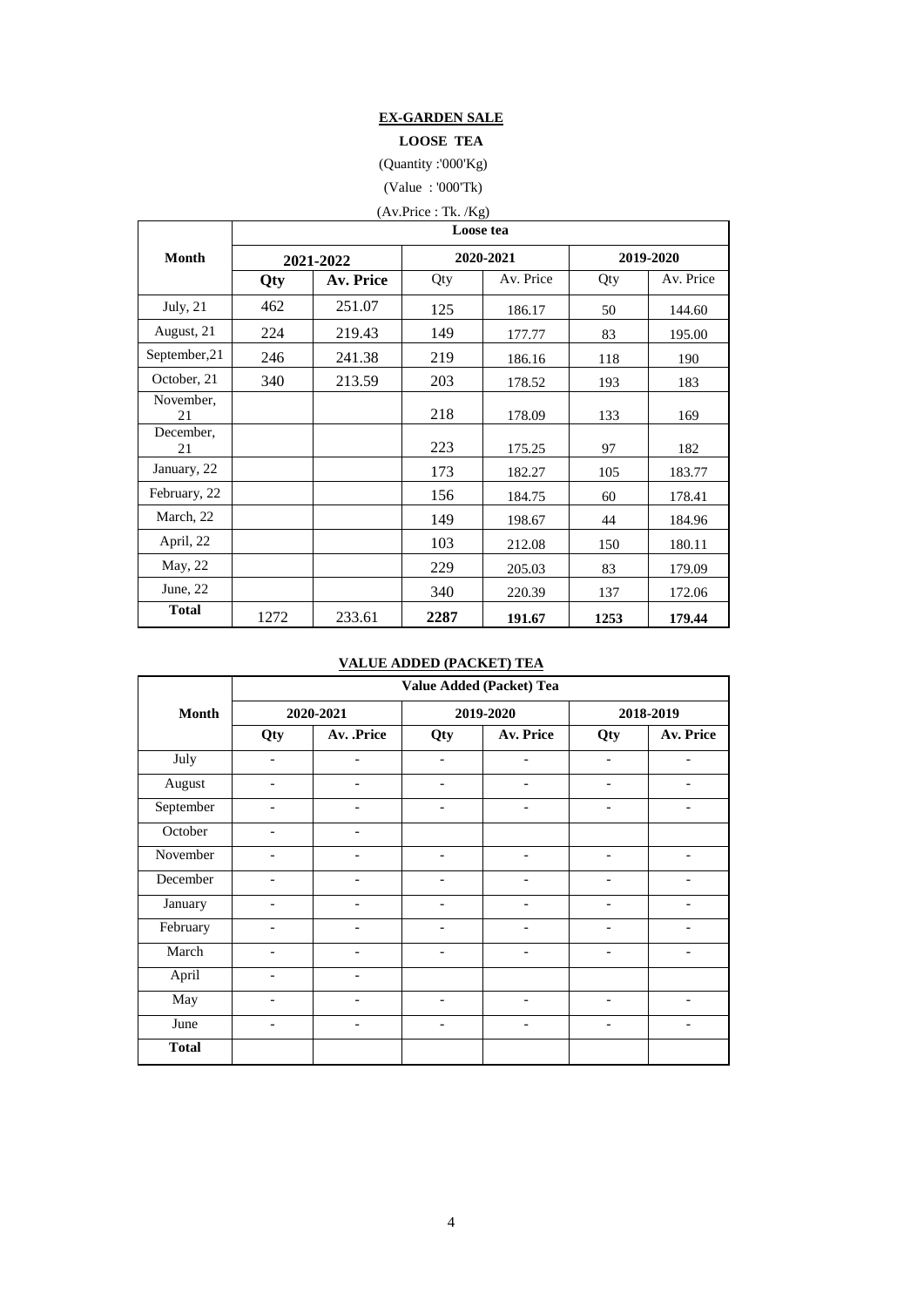**EX-GARDEN SALE**

**LOOSE TEA**

(Quantity :'000'Kg)

(Value : '000'Tk)

(Av.Price : Tk. /Kg)

| Month | Loose tea | | | | | |
|---|---|---|---|---|---|---|
| | 2021-2022 | | 2020-2021 | | 2019-2020 | |
| | Qty | Av. Price | Qty | Av. Price | Qty | Av. Price |
| July, 21 | 462 | 251.07 | 125 | 186.17 | 50 | 144.60 |
| August, 21 | 224 | 219.43 | 149 | 177.77 | 83 | 195.00 |
| September,21 | 246 | 241.38 | 219 | 186.16 | 118 | 190 |
| October, 21 | 340 | 213.59 | 203 | 178.52 | 193 | 183 |
| November, 21 | | | 218 | 178.09 | 133 | 169 |
| December, 21 | | | 223 | 175.25 | 97 | 182 |
| January, 22 | | | 173 | 182.27 | 105 | 183.77 |
| February, 22 | | | 156 | 184.75 | 60 | 178.41 |
| March, 22 | | | 149 | 198.67 | 44 | 184.96 |
| April, 22 | | | 103 | 212.08 | 150 | 180.11 |
| May, 22 | | | 229 | 205.03 | 83 | 179.09 |
| June, 22 | | | 340 | 220.39 | 137 | 172.06 |
| **Total** | 1272 | 233.61 | **2287** | **191.67** | **1253** | **179.44** |

**VALUE ADDED (PACKET) TEA**

| Month | Value Added (Packet) Tea | | | | | |
|---|---|---|---|---|---|---|
| | 2020-2021 | | 2019-2020 | | 2018-2019 | |
| | Qty | Av. .Price | Qty | Av. Price | Qty | Av. Price |
| July | - | - | - | - | - | - |
| August | - | - | - | - | - | - |
| September | - | - | - | - | - | - |
| October | - | - | | | | |
| November | - | - | - | - | - | - |
| December | - | - | - | - | - | - |
| January | - | - | - | - | - | - |
| February | - | - | - | - | - | - |
| March | - | - | - | - | - | - |
| April | - | - | | | | |
| May | - | - | - | - | - | - |
| June | - | - | - | - | - | - |
| **Total** | | | | | | |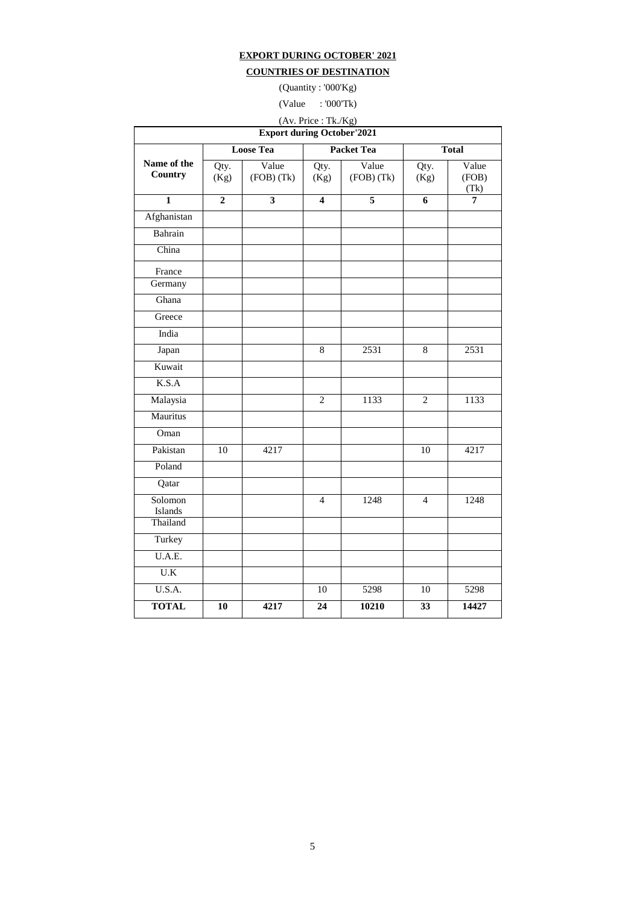**EXPORT DURING OCTOBER' 2021**

**COUNTRIES OF DESTINATION**

(Quantity : '000'Kg)

(Value : '000'Tk)

(Av. Price : Tk./Kg)

| Export during October'2021 | | | | | | |
|---|---|---|---|---|---|---|
| | **Loose Tea** | | **Packet Tea** | | **Total** | |
| **Name of the Country** | Qty. (Kg) | Value (FOB) (Tk) | Qty. (Kg) | Value (FOB) (Tk) | Qty. (Kg) | Value (FOB) (Tk) |
| **1** | **2** | **3** | **4** | **5** | **6** | **7** |
| Afghanistan | | | | | | |
| Bahrain | | | | | | |
| China | | | | | | |
| France | | | | | | |
| Germany | | | | | | |
| Ghana | | | | | | |
| Greece | | | | | | |
| India | | | | | | |
| Japan | | | 8 | 2531 | 8 | 2531 |
| Kuwait | | | | | | |
| K.S.A | | | | | | |
| Malaysia | | | 2 | 1133 | 2 | 1133 |
| Mauritus | | | | | | |
| Oman | | | | | | |
| Pakistan | 10 | 4217 | | | 10 | 4217 |
| Poland | | | | | | |
| Qatar | | | | | | |
| Solomon Islands | | | 4 | 1248 | 4 | 1248 |
| Thailand | | | | | | |
| Turkey | | | | | | |
| U.A.E. | | | | | | |
| U.K | | | | | | |
| U.S.A. | | | 10 | 5298 | 10 | 5298 |
| **TOTAL** | **10** | **4217** | **24** | **10210** | **33** | **14427** |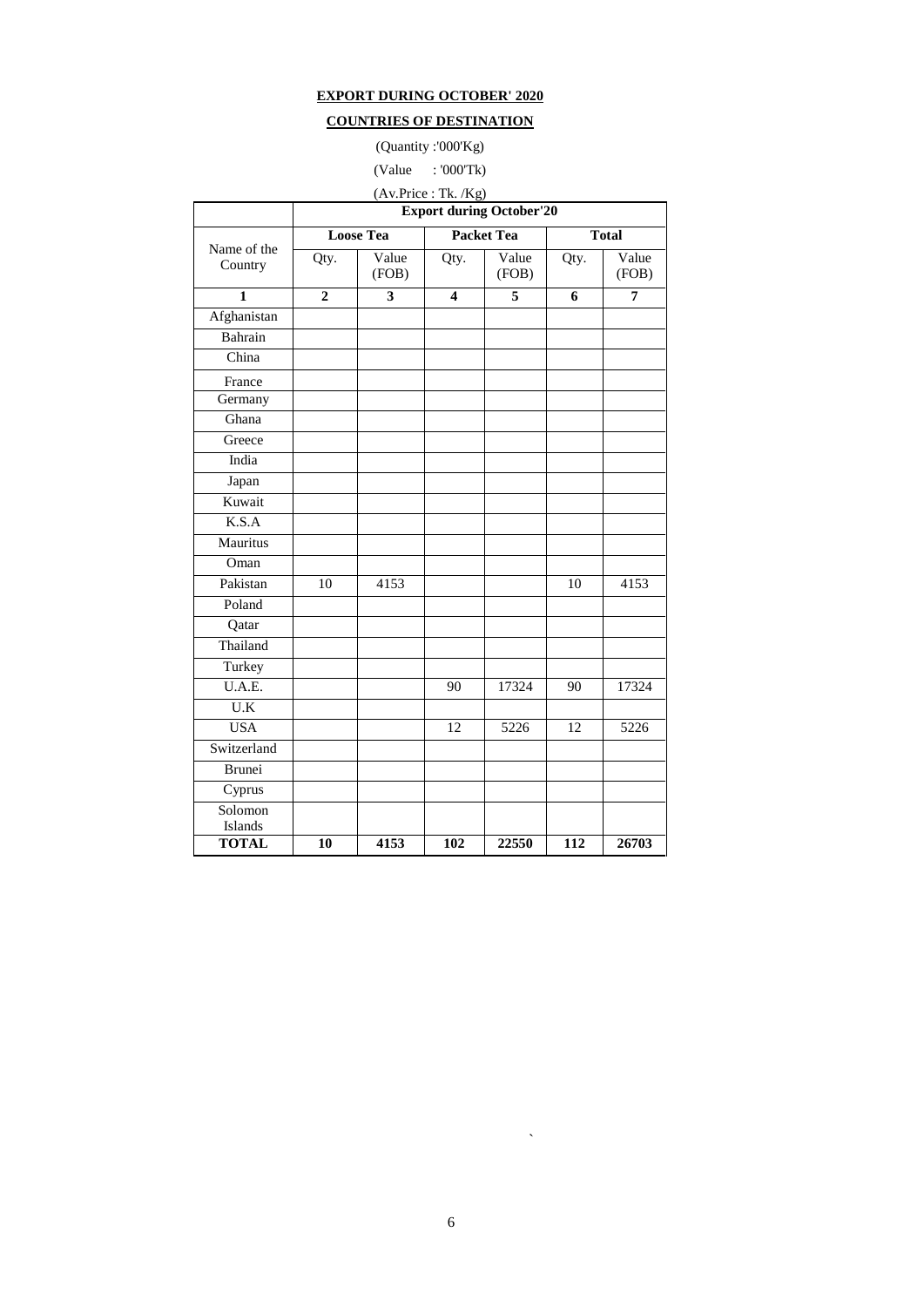**EXPORT DURING OCTOBER' 2020**

**COUNTRIES OF DESTINATION**

(Quantity :'000'Kg)

(Value : '000'Tk)

(Av.Price : Tk. /Kg)

| Name of the Country | Export during October'20 | | | | | |
|---|---|---|---|---|---|---|
| | Loose Tea | | Packet Tea | | Total | |
| | Qty. | Value (FOB) | Qty. | Value (FOB) | Qty. | Value (FOB) |
| 1 | 2 | 3 | 4 | 5 | 6 | 7 |
| Afghanistan | | | | | | |
| Bahrain | | | | | | |
| China | | | | | | |
| France | | | | | | |
| Germany | | | | | | |
| Ghana | | | | | | |
| Greece | | | | | | |
| India | | | | | | |
| Japan | | | | | | |
| Kuwait | | | | | | |
| K.S.A | | | | | | |
| Mauritus | | | | | | |
| Oman | | | | | | |
| Pakistan | 10 | 4153 | | | 10 | 4153 |
| Poland | | | | | | |
| Qatar | | | | | | |
| Thailand | | | | | | |
| Turkey | | | | | | |
| U.A.E. | | | 90 | 17324 | 90 | 17324 |
| U.K | | | | | | |
| USA | | | 12 | 5226 | 12 | 5226 |
| Switzerland | | | | | | |
| Brunei | | | | | | |
| Cyprus | | | | | | |
| Solomon Islands | | | | | | |
| **TOTAL** | **10** | **4153** | **102** | **22550** | **112** | **26703** |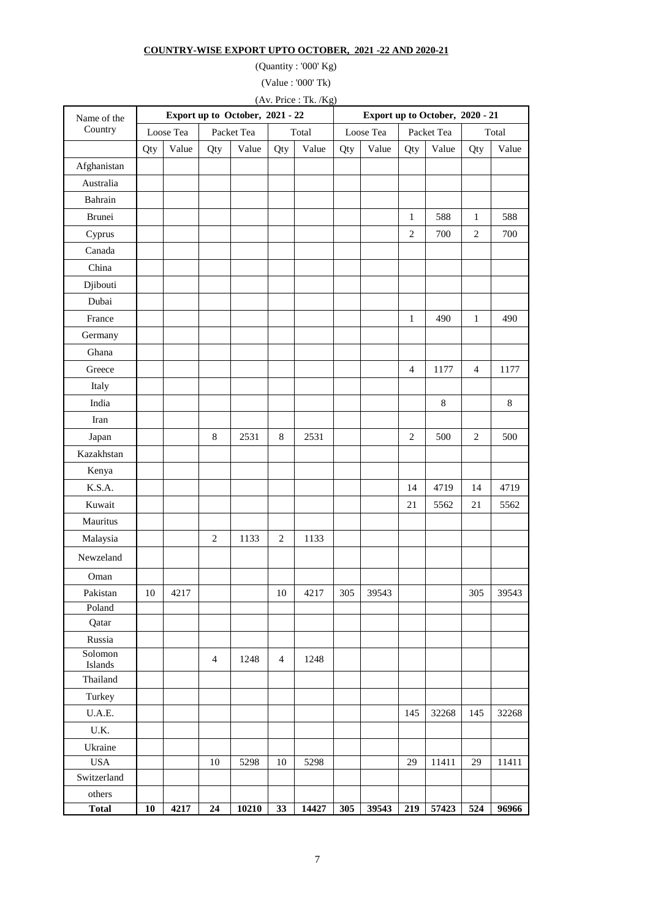**COUNTRY-WISE EXPORT UPTO OCTOBER, 2021 -22 AND 2020-21**

(Quantity : '000' Kg)

(Value : '000' Tk)

(Av. Price : Tk. /Kg)

| Name of the Country | Export up to October, 2021 - 22 | | | | | | Export up to October, 2020 - 21 | | | | | |
|---|---|---|---|---|---|---|---|---|---|---|---|---|
| | Loose Tea | | Packet Tea | | Total | | Loose Tea | | Packet Tea | | Total | |
| | Qty | Value | Qty | Value | Qty | Value | Qty | Value | Qty | Value | Qty | Value |
| Afghanistan | | | | | | | | | | | | |
| Australia | | | | | | | | | | | | |
| Bahrain | | | | | | | | | | | | |
| Brunei | | | | | | | | | 1 | 588 | 1 | 588 |
| Cyprus | | | | | | | | | 2 | 700 | 2 | 700 |
| Canada | | | | | | | | | | | | |
| China | | | | | | | | | | | | |
| Djibouti | | | | | | | | | | | | |
| Dubai | | | | | | | | | | | | |
| France | | | | | | | | | 1 | 490 | 1 | 490 |
| Germany | | | | | | | | | | | | |
| Ghana | | | | | | | | | | | | |
| Greece | | | | | | | | | 4 | 1177 | 4 | 1177 |
| Italy | | | | | | | | | | | | |
| India | | | | | | | | | | 8 | | 8 |
| Iran | | | | | | | | | | | | |
| Japan | | | 8 | 2531 | 8 | 2531 | | | 2 | 500 | 2 | 500 |
| Kazakhstan | | | | | | | | | | | | |
| Kenya | | | | | | | | | | | | |
| K.S.A. | | | | | | | | | 14 | 4719 | 14 | 4719 |
| Kuwait | | | | | | | | | 21 | 5562 | 21 | 5562 |
| Mauritus | | | | | | | | | | | | |
| Malaysia | | | 2 | 1133 | 2 | 1133 | | | | | | |
| Newzeland | | | | | | | | | | | | |
| Oman | | | | | | | | | | | | |
| Pakistan | 10 | 4217 | | | 10 | 4217 | 305 | 39543 | | | 305 | 39543 |
| Poland | | | | | | | | | | | | |
| Qatar | | | | | | | | | | | | |
| Russia | | | | | | | | | | | | |
| Solomon Islands | | | 4 | 1248 | 4 | 1248 | | | | | | |
| Thailand | | | | | | | | | | | | |
| Turkey | | | | | | | | | | | | |
| U.A.E. | | | | | | | | | 145 | 32268 | 145 | 32268 |
| U.K. | | | | | | | | | | | | |
| Ukraine | | | | | | | | | | | | |
| USA | | | 10 | 5298 | 10 | 5298 | | | 29 | 11411 | 29 | 11411 |
| Switzerland | | | | | | | | | | | | |
| others | | | | | | | | | | | | |
| **Total** | **10** | **4217** | **24** | **10210** | **33** | **14427** | **305** | **39543** | **219** | **57423** | **524** | **96966** |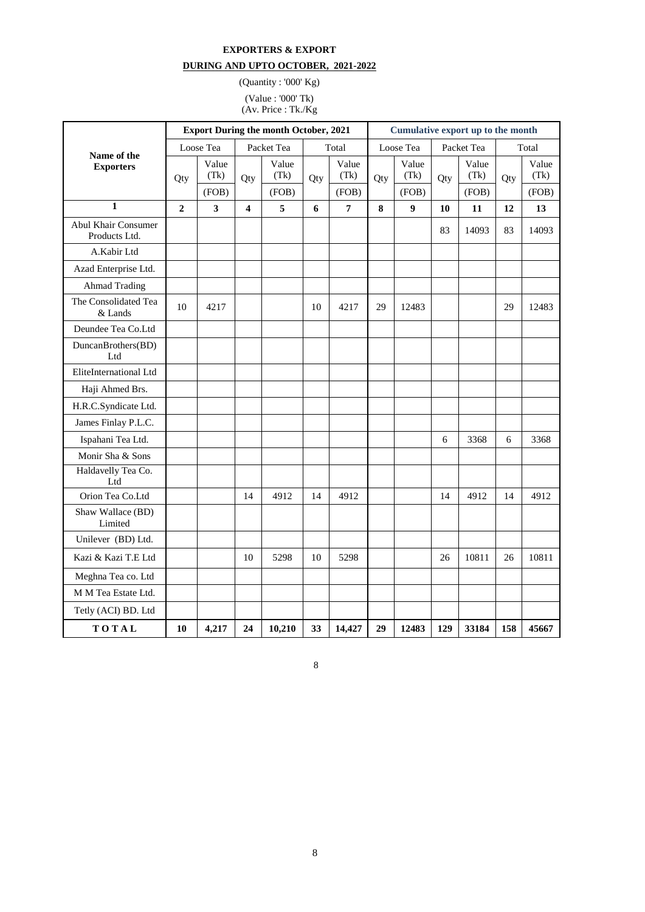**EXPORTERS & EXPORT**

**DURING AND UPTO OCTOBER, 2021-2022**

(Quantity : '000' Kg)

(Value : '000' Tk)
(Av. Price : Tk./Kg

| Name of the Exporters | Export During the month October, 2021 | | | | | | Cumulative export up to the month | | | | | |
|---|---|---|---|---|---|---|---|---|---|---|---|---|
| | Loose Tea | | Packet Tea | | Total | | Loose Tea | | Packet Tea | | Total | |
| | Qty | Value (Tk) (FOB) | Qty | Value (Tk) (FOB) | Qty | Value (Tk) (FOB) | Qty | Value (Tk) (FOB) | Qty | Value (Tk) (FOB) | Qty | Value (Tk) (FOB) |
| **1** | **2** | **3** | **4** | **5** | **6** | **7** | **8** | **9** | **10** | **11** | **12** | **13** |
| Abul Khair Consumer Products Ltd. | | | | | | | | | 83 | 14093 | 83 | 14093 |
| A.Kabir Ltd | | | | | | | | | | | | |
| Azad Enterprise Ltd. | | | | | | | | | | | | |
| Ahmad Trading | | | | | | | | | | | | |
| The Consolidated Tea & Lands | 10 | 4217 | | | 10 | 4217 | 29 | 12483 | | | 29 | 12483 |
| Deundee Tea Co.Ltd | | | | | | | | | | | | |
| DuncanBrothers(BD) Ltd | | | | | | | | | | | | |
| EliteInternational Ltd | | | | | | | | | | | | |
| Haji Ahmed Brs. | | | | | | | | | | | | |
| H.R.C.Syndicate Ltd. | | | | | | | | | | | | |
| James Finlay P.L.C. | | | | | | | | | | | | |
| Ispahani Tea Ltd. | | | | | | | | | 6 | 3368 | 6 | 3368 |
| Monir Sha & Sons | | | | | | | | | | | | |
| Haldavelly Tea Co. Ltd | | | | | | | | | | | | |
| Orion Tea Co.Ltd | | | 14 | 4912 | 14 | 4912 | | | 14 | 4912 | 14 | 4912 |
| Shaw Wallace (BD) Limited | | | | | | | | | | | | |
| Unilever (BD) Ltd. | | | | | | | | | | | | |
| Kazi & Kazi T.E Ltd | | | 10 | 5298 | 10 | 5298 | | | 26 | 10811 | 26 | 10811 |
| Meghna Tea co. Ltd | | | | | | | | | | | | |
| M M Tea Estate Ltd. | | | | | | | | | | | | |
| Tetly (ACI) BD. Ltd | | | | | | | | | | | | |
| **TOTAL** | **10** | **4,217** | **24** | **10,210** | **33** | **14,427** | **29** | **12483** | **129** | **33184** | **158** | **45667** |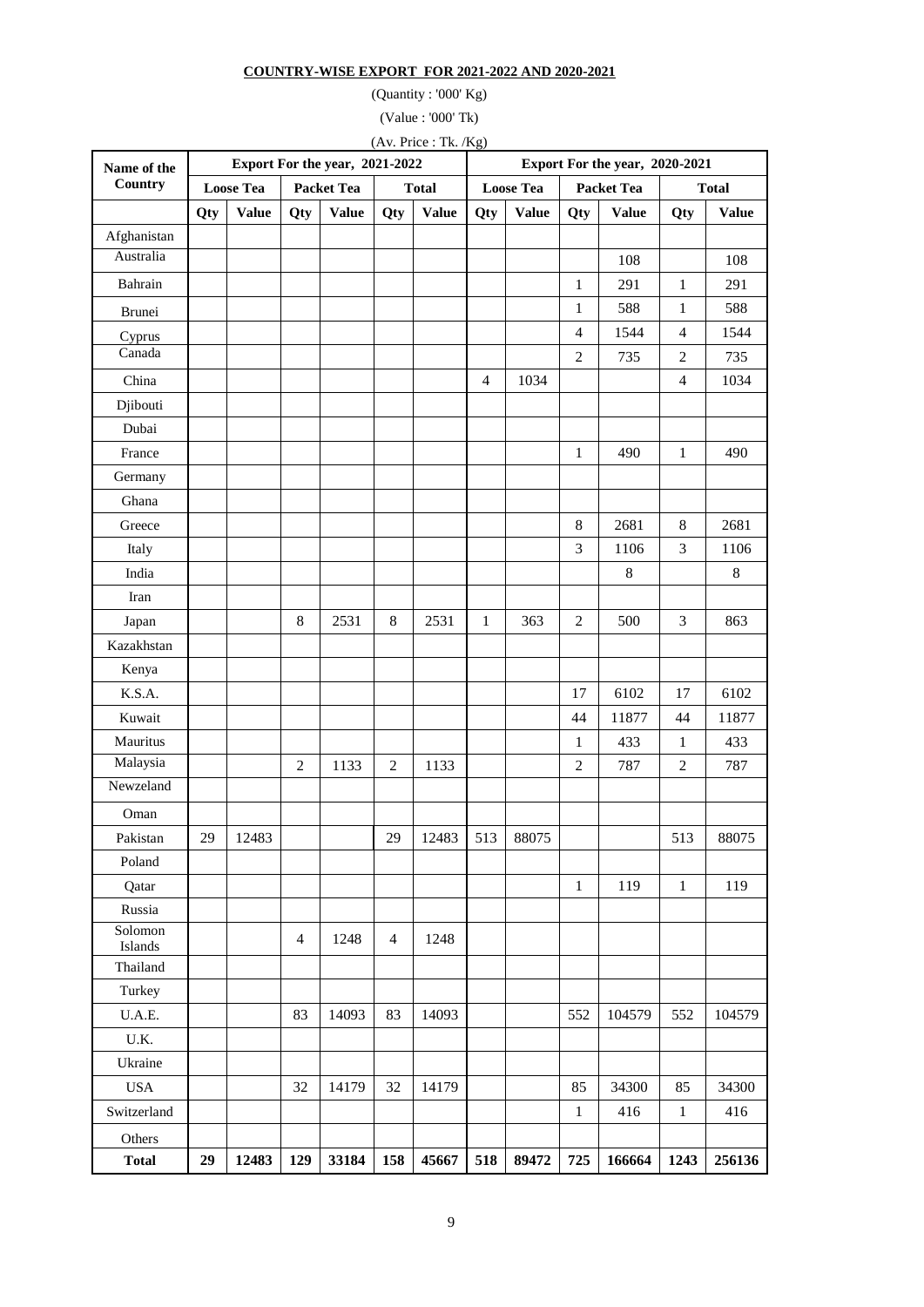**COUNTRY-WISE EXPORT FOR 2021-2022 AND 2020-2021**

(Quantity : '000' Kg)

(Value : '000' Tk)

(Av. Price : Tk. /Kg)

| Name of the Country | Export For the year, 2021-2022 | | | | | | Export For the year, 2020-2021 | | | | | |
|---|---|---|---|---|---|---|---|---|---|---|---|---|
| | Loose Tea | | Packet Tea | | Total | | Loose Tea | | Packet Tea | | Total | |
| | Qty | Value | Qty | Value | Qty | Value | Qty | Value | Qty | Value | Qty | Value |
| Afghanistan | | | | | | | | | | | | |
| Australia | | | | | | | | | | 108 | | 108 |
| Bahrain | | | | | | | | | 1 | 291 | 1 | 291 |
| Brunei | | | | | | | | | 1 | 588 | 1 | 588 |
| Cyprus | | | | | | | | | 4 | 1544 | 4 | 1544 |
| Canada | | | | | | | | | 2 | 735 | 2 | 735 |
| China | | | | | | | 4 | 1034 | | | 4 | 1034 |
| Djibouti | | | | | | | | | | | | |
| Dubai | | | | | | | | | | | | |
| France | | | | | | | | | 1 | 490 | 1 | 490 |
| Germany | | | | | | | | | | | | |
| Ghana | | | | | | | | | | | | |
| Greece | | | | | | | | | 8 | 2681 | 8 | 2681 |
| Italy | | | | | | | | | 3 | 1106 | 3 | 1106 |
| India | | | | | | | | | | 8 | | 8 |
| Iran | | | | | | | | | | | | |
| Japan | | | 8 | 2531 | 8 | 2531 | 1 | 363 | 2 | 500 | 3 | 863 |
| Kazakhstan | | | | | | | | | | | | |
| Kenya | | | | | | | | | | | | |
| K.S.A. | | | | | | | | | 17 | 6102 | 17 | 6102 |
| Kuwait | | | | | | | | | 44 | 11877 | 44 | 11877 |
| Mauritus | | | | | | | | | 1 | 433 | 1 | 433 |
| Malaysia | | | 2 | 1133 | 2 | 1133 | | | 2 | 787 | 2 | 787 |
| Newzeland | | | | | | | | | | | | |
| Oman | | | | | | | | | | | | |
| Pakistan | 29 | 12483 | | | 29 | 12483 | 513 | 88075 | | | 513 | 88075 |
| Poland | | | | | | | | | | | | |
| Qatar | | | | | | | | | 1 | 119 | 1 | 119 |
| Russia | | | | | | | | | | | | |
| Solomon Islands | | | 4 | 1248 | 4 | 1248 | | | | | | |
| Thailand | | | | | | | | | | | | |
| Turkey | | | | | | | | | | | | |
| U.A.E. | | | 83 | 14093 | 83 | 14093 | | | 552 | 104579 | 552 | 104579 |
| U.K. | | | | | | | | | | | | |
| Ukraine | | | | | | | | | | | | |
| USA | | | 32 | 14179 | 32 | 14179 | | | 85 | 34300 | 85 | 34300 |
| Switzerland | | | | | | | | | 1 | 416 | 1 | 416 |
| Others | | | | | | | | | | | | |
| **Total** | **29** | **12483** | **129** | **33184** | **158** | **45667** | **518** | **89472** | **725** | **166664** | **1243** | **256136** |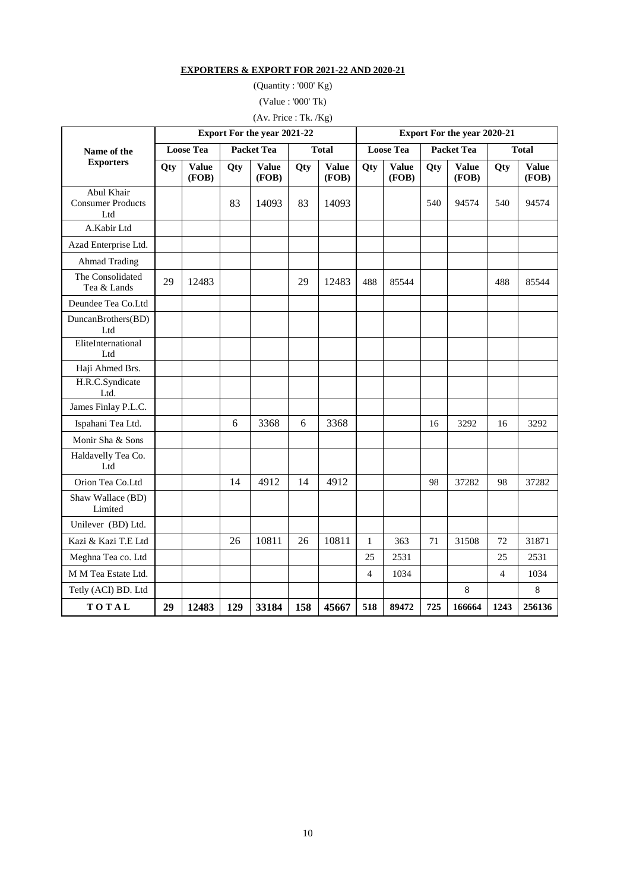**EXPORTERS & EXPORT FOR 2021-22 AND 2020-21**

(Quantity : '000' Kg)

(Value : '000' Tk)

(Av. Price : Tk. /Kg)

| Name of the Exporters | Export For the year 2021-22 | | | | | | Export For the year 2020-21 | | | | | |
|---|---|---|---|---|---|---|---|---|---|---|---|---|
| | Loose Tea | | Packet Tea | | Total | | Loose Tea | | Packet Tea | | Total | |
| | Qty | Value (FOB) | Qty | Value (FOB) | Qty | Value (FOB) | Qty | Value (FOB) | Qty | Value (FOB) | Qty | Value (FOB) |
| Abul Khair Consumer Products Ltd | | | 83 | 14093 | 83 | 14093 | | | 540 | 94574 | 540 | 94574 |
| A.Kabir Ltd | | | | | | | | | | | | |
| Azad Enterprise Ltd. | | | | | | | | | | | | |
| Ahmad Trading | | | | | | | | | | | | |
| The Consolidated Tea & Lands | 29 | 12483 | | | 29 | 12483 | 488 | 85544 | | | 488 | 85544 |
| Deundee Tea Co.Ltd | | | | | | | | | | | | |
| DuncanBrothers(BD) Ltd | | | | | | | | | | | | |
| EliteInternational Ltd | | | | | | | | | | | | |
| Haji Ahmed Brs. | | | | | | | | | | | | |
| H.R.C.Syndicate Ltd. | | | | | | | | | | | | |
| James Finlay P.L.C. | | | | | | | | | | | | |
| Ispahani Tea Ltd. | | | 6 | 3368 | 6 | 3368 | | | 16 | 3292 | 16 | 3292 |
| Monir Sha & Sons | | | | | | | | | | | | |
| Haldavelly Tea Co. Ltd | | | | | | | | | | | | |
| Orion Tea Co.Ltd | | | 14 | 4912 | 14 | 4912 | | | 98 | 37282 | 98 | 37282 |
| Shaw Wallace (BD) Limited | | | | | | | | | | | | |
| Unilever (BD) Ltd. | | | | | | | | | | | | |
| Kazi & Kazi T.E Ltd | | | 26 | 10811 | 26 | 10811 | 1 | 363 | 71 | 31508 | 72 | 31871 |
| Meghna Tea co. Ltd | | | | | | | 25 | 2531 | | | 25 | 2531 |
| M M Tea Estate Ltd. | | | | | | | 4 | 1034 | | | 4 | 1034 |
| Tetly (ACI) BD. Ltd | | | | | | | | | | 8 | | 8 |
| **T O T A L** | **29** | **12483** | **129** | **33184** | **158** | **45667** | **518** | **89472** | **725** | **166664** | **1243** | **256136** |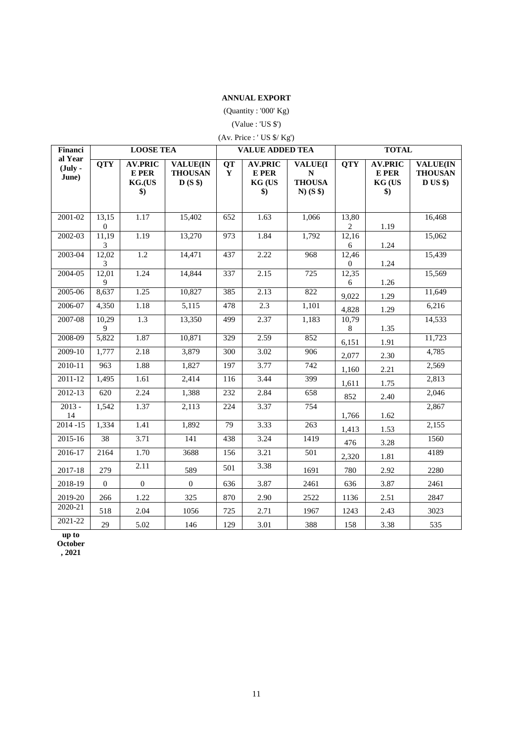**ANNUAL EXPORT**

(Quantity : '000' Kg)

(Value : 'US $')

(Av. Price : ' US $/ Kg')

| Financial Year (July - June) | LOOSE TEA | | | VALUE ADDED TEA | | | TOTAL | | |
|---|---|---|---|---|---|---|---|---|---|
| | QTY | AV.PRICE PER KG.(US $) | VALUE(IN THOUSAND (S $) | QTY | AV.PRICE PER KG (US $) | VALUE(IN THOUSAN) (S $) | QTY | AV.PRICE PER KG (US $) | VALUE(IN THOUSAND US $) |
| 2001-02 | 13,150 | 1.17 | 15,402 | 652 | 1.63 | 1,066 | 13,802 | 1.19 | 16,468 |
| 2002-03 | 11,193 | 1.19 | 13,270 | 973 | 1.84 | 1,792 | 12,166 | 1.24 | 15,062 |
| 2003-04 | 12,023 | 1.2 | 14,471 | 437 | 2.22 | 968 | 12,460 | 1.24 | 15,439 |
| 2004-05 | 12,019 | 1.24 | 14,844 | 337 | 2.15 | 725 | 12,356 | 1.26 | 15,569 |
| 2005-06 | 8,637 | 1.25 | 10,827 | 385 | 2.13 | 822 | 9,022 | 1.29 | 11,649 |
| 2006-07 | 4,350 | 1.18 | 5,115 | 478 | 2.3 | 1,101 | 4,828 | 1.29 | 6,216 |
| 2007-08 | 10,299 | 1.3 | 13,350 | 499 | 2.37 | 1,183 | 10,798 | 1.35 | 14,533 |
| 2008-09 | 5,822 | 1.87 | 10,871 | 329 | 2.59 | 852 | 6,151 | 1.91 | 11,723 |
| 2009-10 | 1,777 | 2.18 | 3,879 | 300 | 3.02 | 906 | 2,077 | 2.30 | 4,785 |
| 2010-11 | 963 | 1.88 | 1,827 | 197 | 3.77 | 742 | 1,160 | 2.21 | 2,569 |
| 2011-12 | 1,495 | 1.61 | 2,414 | 116 | 3.44 | 399 | 1,611 | 1.75 | 2,813 |
| 2012-13 | 620 | 2.24 | 1,388 | 232 | 2.84 | 658 | 852 | 2.40 | 2,046 |
| 2013 - 14 | 1,542 | 1.37 | 2,113 | 224 | 3.37 | 754 | 1,766 | 1.62 | 2,867 |
| 2014 -15 | 1,334 | 1.41 | 1,892 | 79 | 3.33 | 263 | 1,413 | 1.53 | 2,155 |
| 2015-16 | 38 | 3.71 | 141 | 438 | 3.24 | 1419 | 476 | 3.28 | 1560 |
| 2016-17 | 2164 | 1.70 | 3688 | 156 | 3.21 | 501 | 2,320 | 1.81 | 4189 |
| 2017-18 | 279 | 2.11 | 589 | 501 | 3.38 | 1691 | 780 | 2.92 | 2280 |
| 2018-19 | 0 | 0 | 0 | 636 | 3.87 | 2461 | 636 | 3.87 | 2461 |
| 2019-20 | 266 | 1.22 | 325 | 870 | 2.90 | 2522 | 1136 | 2.51 | 2847 |
| 2020-21 | 518 | 2.04 | 1056 | 725 | 2.71 | 1967 | 1243 | 2.43 | 3023 |
| 2021-22 | 29 | 5.02 | 146 | 129 | 3.01 | 388 | 158 | 3.38 | 535 |

**up to October , 2021**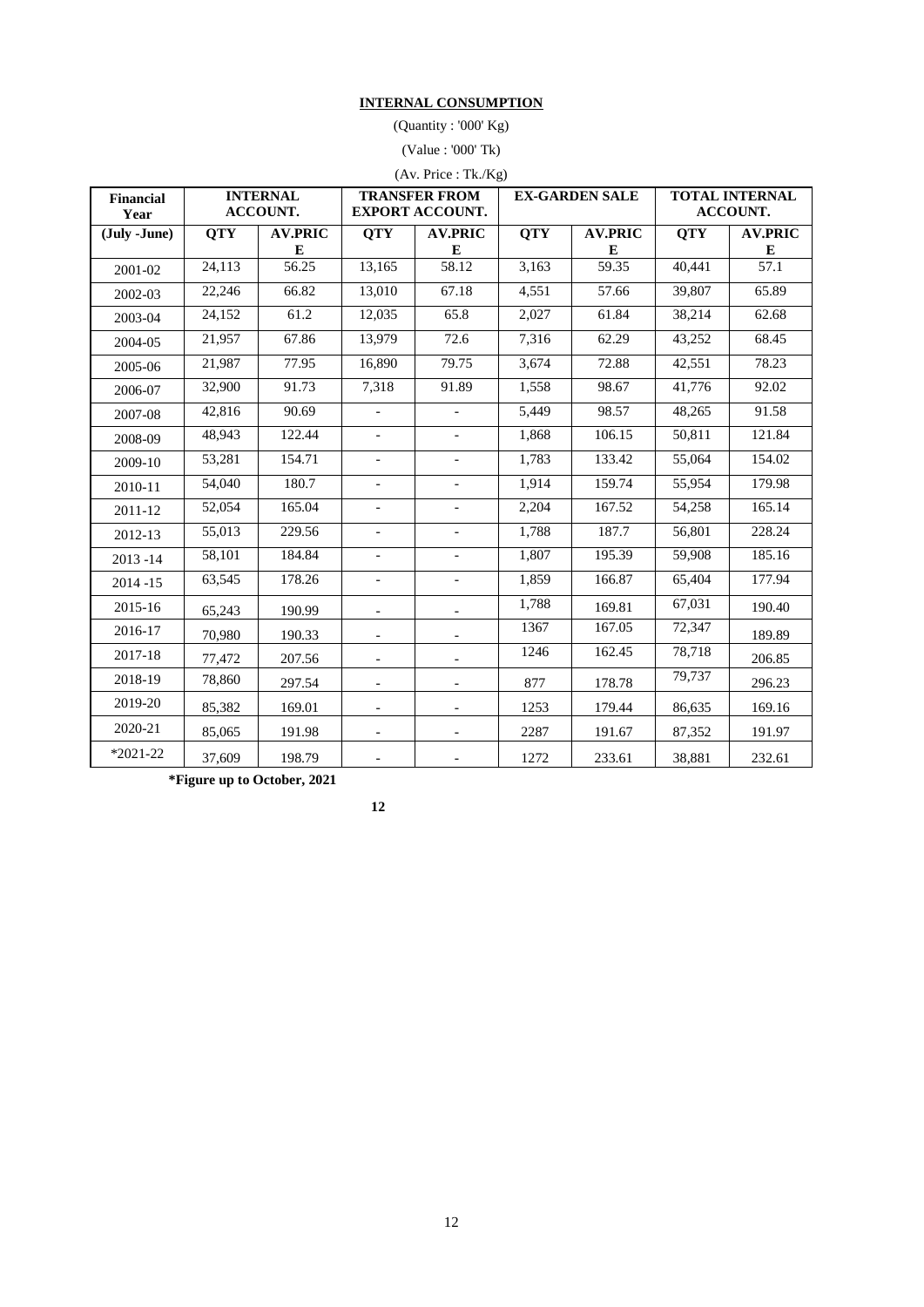## INTERNAL CONSUMPTION

(Quantity : '000' Kg)

(Value : '000' Tk)

(Av. Price : Tk./Kg)

| Financial Year | INTERNAL ACCOUNT. | | TRANSFER FROM EXPORT ACCOUNT. | | EX-GARDEN SALE | | TOTAL INTERNAL ACCOUNT. | |
|---|---|---|---|---|---|---|---|---|
| (July -June) | QTY | AV.PRICE | QTY | AV.PRICE | QTY | AV.PRICE | QTY | AV.PRICE |
| 2001-02 | 24,113 | 56.25 | 13,165 | 58.12 | 3,163 | 59.35 | 40,441 | 57.1 |
| 2002-03 | 22,246 | 66.82 | 13,010 | 67.18 | 4,551 | 57.66 | 39,807 | 65.89 |
| 2003-04 | 24,152 | 61.2 | 12,035 | 65.8 | 2,027 | 61.84 | 38,214 | 62.68 |
| 2004-05 | 21,957 | 67.86 | 13,979 | 72.6 | 7,316 | 62.29 | 43,252 | 68.45 |
| 2005-06 | 21,987 | 77.95 | 16,890 | 79.75 | 3,674 | 72.88 | 42,551 | 78.23 |
| 2006-07 | 32,900 | 91.73 | 7,318 | 91.89 | 1,558 | 98.67 | 41,776 | 92.02 |
| 2007-08 | 42,816 | 90.69 | - | - | 5,449 | 98.57 | 48,265 | 91.58 |
| 2008-09 | 48,943 | 122.44 | - | - | 1,868 | 106.15 | 50,811 | 121.84 |
| 2009-10 | 53,281 | 154.71 | - | - | 1,783 | 133.42 | 55,064 | 154.02 |
| 2010-11 | 54,040 | 180.7 | - | - | 1,914 | 159.74 | 55,954 | 179.98 |
| 2011-12 | 52,054 | 165.04 | - | - | 2,204 | 167.52 | 54,258 | 165.14 |
| 2012-13 | 55,013 | 229.56 | - | - | 1,788 | 187.7 | 56,801 | 228.24 |
| 2013 -14 | 58,101 | 184.84 | - | - | 1,807 | 195.39 | 59,908 | 185.16 |
| 2014 -15 | 63,545 | 178.26 | - | - | 1,859 | 166.87 | 65,404 | 177.94 |
| 2015-16 | 65,243 | 190.99 | - | - | 1,788 | 169.81 | 67,031 | 190.40 |
| 2016-17 | 70,980 | 190.33 | - | - | 1367 | 167.05 | 72,347 | 189.89 |
| 2017-18 | 77,472 | 207.56 | - | - | 1246 | 162.45 | 78,718 | 206.85 |
| 2018-19 | 78,860 | 297.54 | - | - | 877 | 178.78 | 79,737 | 296.23 |
| 2019-20 | 85,382 | 169.01 | - | - | 1253 | 179.44 | 86,635 | 169.16 |
| 2020-21 | 85,065 | 191.98 | - | - | 2287 | 191.67 | 87,352 | 191.97 |
| *2021-22 | 37,609 | 198.79 | - | - | 1272 | 233.61 | 38,881 | 232.61 |

**\*Figure up to October, 2021**